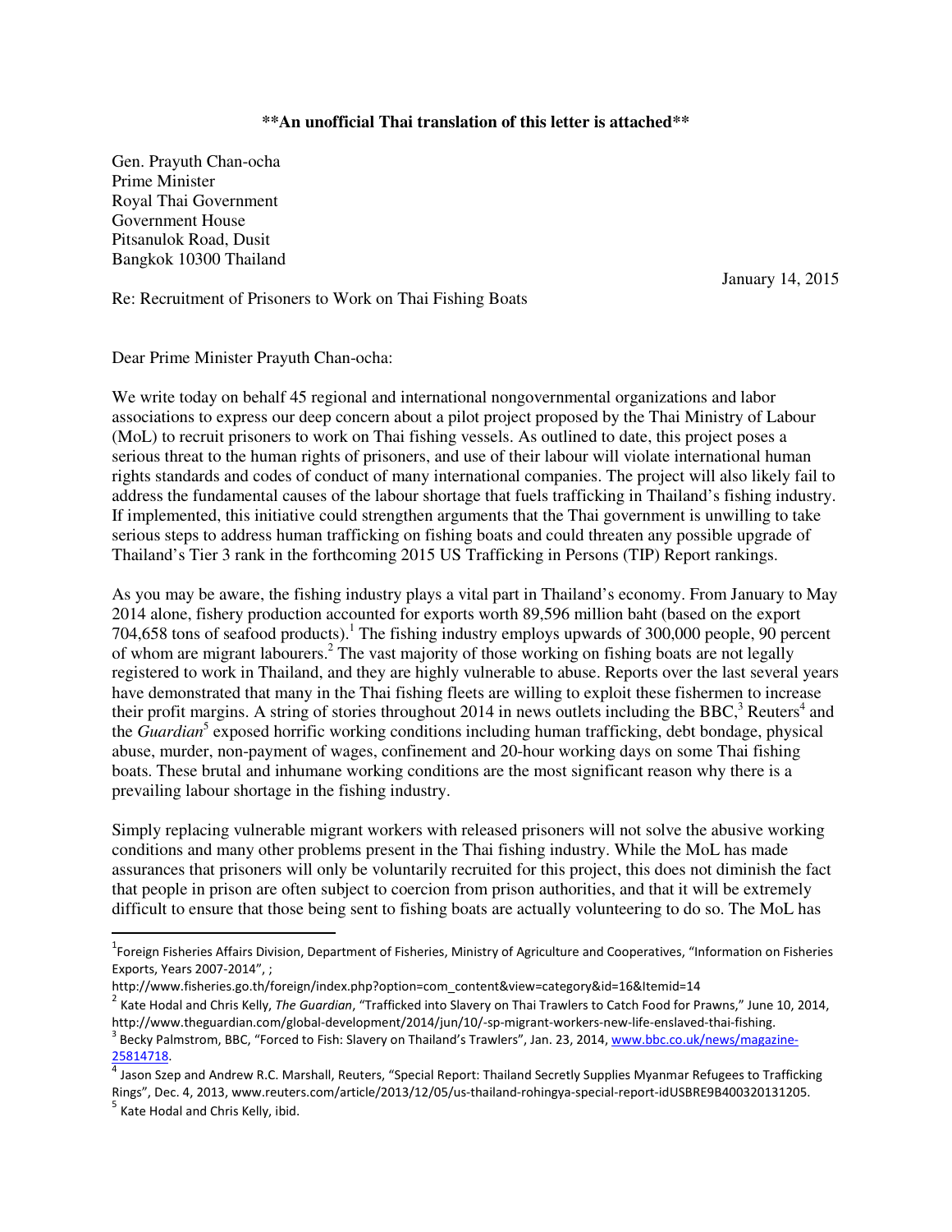**\*\*An unofficial Thai translation of this letter is attached\*\***

Gen. Prayuth Chan-ocha
Prime Minister
Royal Thai Government
Government House
Pitsanulok Road, Dusit
Bangkok 10300 Thailand

January 14, 2015

Re: Recruitment of Prisoners to Work on Thai Fishing Boats

Dear Prime Minister Prayuth Chan-ocha:

We write today on behalf 45 regional and international nongovernmental organizations and labor associations to express our deep concern about a pilot project proposed by the Thai Ministry of Labour (MoL) to recruit prisoners to work on Thai fishing vessels. As outlined to date, this project poses a serious threat to the human rights of prisoners, and use of their labour will violate international human rights standards and codes of conduct of many international companies. The project will also likely fail to address the fundamental causes of the labour shortage that fuels trafficking in Thailand's fishing industry. If implemented, this initiative could strengthen arguments that the Thai government is unwilling to take serious steps to address human trafficking on fishing boats and could threaten any possible upgrade of Thailand's Tier 3 rank in the forthcoming 2015 US Trafficking in Persons (TIP) Report rankings.

As you may be aware, the fishing industry plays a vital part in Thailand's economy. From January to May 2014 alone, fishery production accounted for exports worth 89,596 million baht (based on the export 704,658 tons of seafood products).[1] The fishing industry employs upwards of 300,000 people, 90 percent of whom are migrant labourers.[2] The vast majority of those working on fishing boats are not legally registered to work in Thailand, and they are highly vulnerable to abuse. Reports over the last several years have demonstrated that many in the Thai fishing fleets are willing to exploit these fishermen to increase their profit margins. A string of stories throughout 2014 in news outlets including the BBC,[3] Reuters[4] and the *Guardian*[5] exposed horrific working conditions including human trafficking, debt bondage, physical abuse, murder, non-payment of wages, confinement and 20-hour working days on some Thai fishing boats. These brutal and inhumane working conditions are the most significant reason why there is a prevailing labour shortage in the fishing industry.

Simply replacing vulnerable migrant workers with released prisoners will not solve the abusive working conditions and many other problems present in the Thai fishing industry. While the MoL has made assurances that prisoners will only be voluntarily recruited for this project, this does not diminish the fact that people in prison are often subject to coercion from prison authorities, and that it will be extremely difficult to ensure that those being sent to fishing boats are actually volunteering to do so. The MoL has

---

[1] Foreign Fisheries Affairs Division, Department of Fisheries, Ministry of Agriculture and Cooperatives, "Information on Fisheries Exports, Years 2007-2014", ;
http://www.fisheries.go.th/foreign/index.php?option=com_content&view=category&id=16&Itemid=14

[2] Kate Hodal and Chris Kelly, *The Guardian*, "Trafficked into Slavery on Thai Trawlers to Catch Food for Prawns," June 10, 2014, http://www.theguardian.com/global-development/2014/jun/10/-sp-migrant-workers-new-life-enslaved-thai-fishing.

[3] Becky Palmstrom, BBC, "Forced to Fish: Slavery on Thailand's Trawlers", Jan. 23, 2014, www.bbc.co.uk/news/magazine-25814718.

[4] Jason Szep and Andrew R.C. Marshall, Reuters, "Special Report: Thailand Secretly Supplies Myanmar Refugees to Trafficking Rings", Dec. 4, 2013, www.reuters.com/article/2013/12/05/us-thailand-rohingya-special-report-idUSBRE9B400320131205.

[5] Kate Hodal and Chris Kelly, ibid.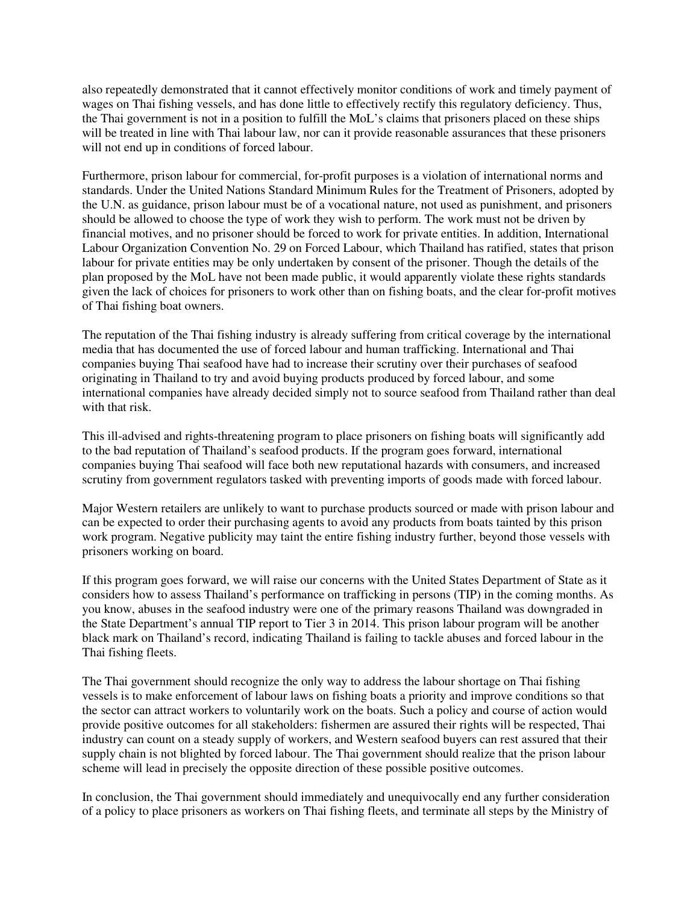also repeatedly demonstrated that it cannot effectively monitor conditions of work and timely payment of wages on Thai fishing vessels, and has done little to effectively rectify this regulatory deficiency. Thus, the Thai government is not in a position to fulfill the MoL's claims that prisoners placed on these ships will be treated in line with Thai labour law, nor can it provide reasonable assurances that these prisoners will not end up in conditions of forced labour.

Furthermore, prison labour for commercial, for-profit purposes is a violation of international norms and standards. Under the United Nations Standard Minimum Rules for the Treatment of Prisoners, adopted by the U.N. as guidance, prison labour must be of a vocational nature, not used as punishment, and prisoners should be allowed to choose the type of work they wish to perform. The work must not be driven by financial motives, and no prisoner should be forced to work for private entities. In addition, International Labour Organization Convention No. 29 on Forced Labour, which Thailand has ratified, states that prison labour for private entities may be only undertaken by consent of the prisoner. Though the details of the plan proposed by the MoL have not been made public, it would apparently violate these rights standards given the lack of choices for prisoners to work other than on fishing boats, and the clear for-profit motives of Thai fishing boat owners.

The reputation of the Thai fishing industry is already suffering from critical coverage by the international media that has documented the use of forced labour and human trafficking. International and Thai companies buying Thai seafood have had to increase their scrutiny over their purchases of seafood originating in Thailand to try and avoid buying products produced by forced labour, and some international companies have already decided simply not to source seafood from Thailand rather than deal with that risk.

This ill-advised and rights-threatening program to place prisoners on fishing boats will significantly add to the bad reputation of Thailand's seafood products. If the program goes forward, international companies buying Thai seafood will face both new reputational hazards with consumers, and increased scrutiny from government regulators tasked with preventing imports of goods made with forced labour.

Major Western retailers are unlikely to want to purchase products sourced or made with prison labour and can be expected to order their purchasing agents to avoid any products from boats tainted by this prison work program. Negative publicity may taint the entire fishing industry further, beyond those vessels with prisoners working on board.

If this program goes forward, we will raise our concerns with the United States Department of State as it considers how to assess Thailand's performance on trafficking in persons (TIP) in the coming months. As you know, abuses in the seafood industry were one of the primary reasons Thailand was downgraded in the State Department's annual TIP report to Tier 3 in 2014. This prison labour program will be another black mark on Thailand's record, indicating Thailand is failing to tackle abuses and forced labour in the Thai fishing fleets.

The Thai government should recognize the only way to address the labour shortage on Thai fishing vessels is to make enforcement of labour laws on fishing boats a priority and improve conditions so that the sector can attract workers to voluntarily work on the boats. Such a policy and course of action would provide positive outcomes for all stakeholders: fishermen are assured their rights will be respected, Thai industry can count on a steady supply of workers, and Western seafood buyers can rest assured that their supply chain is not blighted by forced labour. The Thai government should realize that the prison labour scheme will lead in precisely the opposite direction of these possible positive outcomes.

In conclusion, the Thai government should immediately and unequivocally end any further consideration of a policy to place prisoners as workers on Thai fishing fleets, and terminate all steps by the Ministry of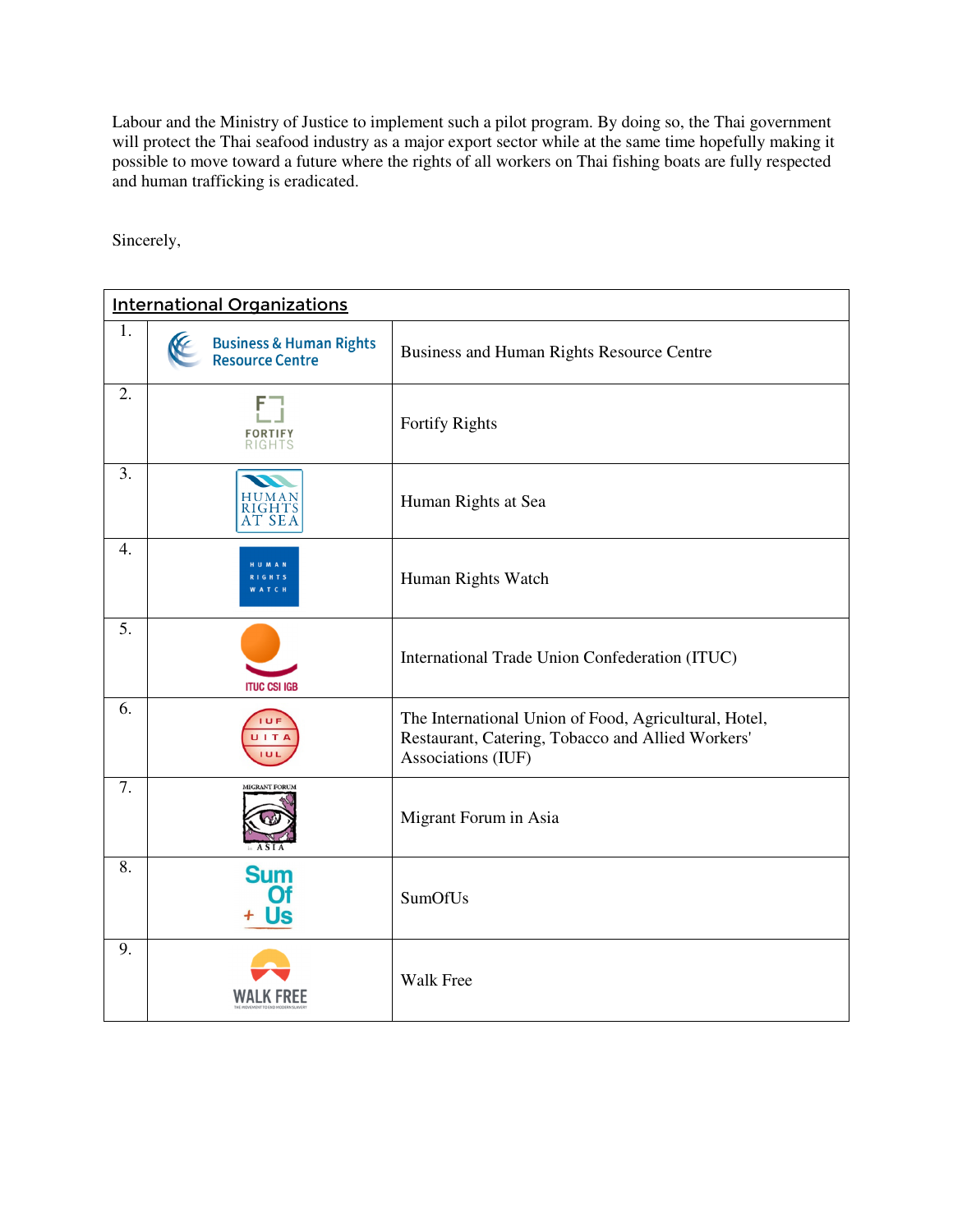Labour and the Ministry of Justice to implement such a pilot program. By doing so, the Thai government will protect the Thai seafood industry as a major export sector while at the same time hopefully making it possible to move toward a future where the rights of all workers on Thai fishing boats are fully respected and human trafficking is eradicated.

Sincerely,

| International Organizations | | |
|---|---|---|
| 1. | Business & Human Rights Resource Centre | Business and Human Rights Resource Centre |
| 2. | FORTIFY RIGHTS | Fortify Rights |
| 3. | HUMAN RIGHTS AT SEA | Human Rights at Sea |
| 4. | HUMAN RIGHTS WATCH | Human Rights Watch |
| 5. | ITUC CSI IGB | International Trade Union Confederation (ITUC) |
| 6. | IUF UITA IUL | The International Union of Food, Agricultural, Hotel, Restaurant, Catering, Tobacco and Allied Workers' Associations (IUF) |
| 7. | MIGRANT FORUM ASIA | Migrant Forum in Asia |
| 8. | Sum Of Us | SumOfUs |
| 9. | WALK FREE | Walk Free |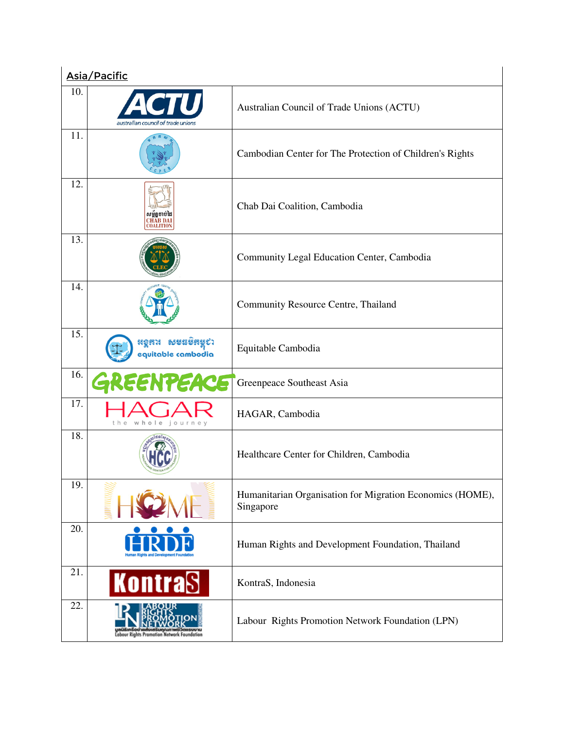| Asia/Pacific | | |
|---|---|---|
| 10. | | Australian Council of Trade Unions (ACTU) |
| 11. | | Cambodian Center for The Protection of Children's Rights |
| 12. | | Chab Dai Coalition, Cambodia |
| 13. | | Community Legal Education Center, Cambodia |
| 14. | | Community Resource Centre, Thailand |
| 15. | | Equitable Cambodia |
| 16. | | Greenpeace Southeast Asia |
| 17. | | HAGAR, Cambodia |
| 18. | | Healthcare Center for Children, Cambodia |
| 19. | | Humanitarian Organisation for Migration Economics (HOME), Singapore |
| 20. | | Human Rights and Development Foundation, Thailand |
| 21. | | KontraS, Indonesia |
| 22. | | Labour Rights Promotion Network Foundation (LPN) |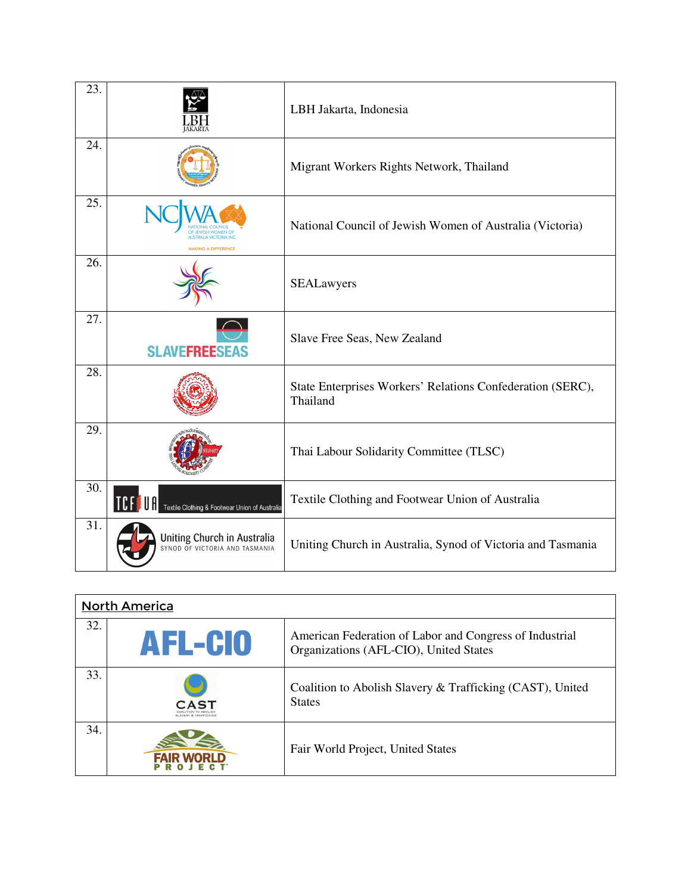| | | |
|---|---|---|
| 23. | LBH JAKARTA | LBH Jakarta, Indonesia |
| 24. | | Migrant Workers Rights Network, Thailand |
| 25. | NCJWA NATIONAL COUNCIL OF JEWISH WOMEN OF AUSTRALIA VICTORIA INC MAKING A DIFFERENCE | National Council of Jewish Women of Australia (Victoria) |
| 26. | | SEALawyers |
| 27. | SLAVEFREESEAS | Slave Free Seas, New Zealand |
| 28. | | State Enterprises Workers' Relations Confederation (SERC), Thailand |
| 29. | | Thai Labour Solidarity Committee (TLSC) |
| 30. | TCFUA Textile Clothing & Footwear Union of Australia | Textile Clothing and Footwear Union of Australia |
| 31. | Uniting Church in Australia SYNOD OF VICTORIA AND TASMANIA | Uniting Church in Australia, Synod of Victoria and Tasmania |

| North America | | |
|---|---|---|
| 32. | AFL-CIO | American Federation of Labor and Congress of Industrial Organizations (AFL-CIO), United States |
| 33. | CAST COALITION TO ABOLISH SLAVERY & TRAFFICKING | Coalition to Abolish Slavery & Trafficking (CAST), United States |
| 34. | FAIR WORLD PROJECT | Fair World Project, United States |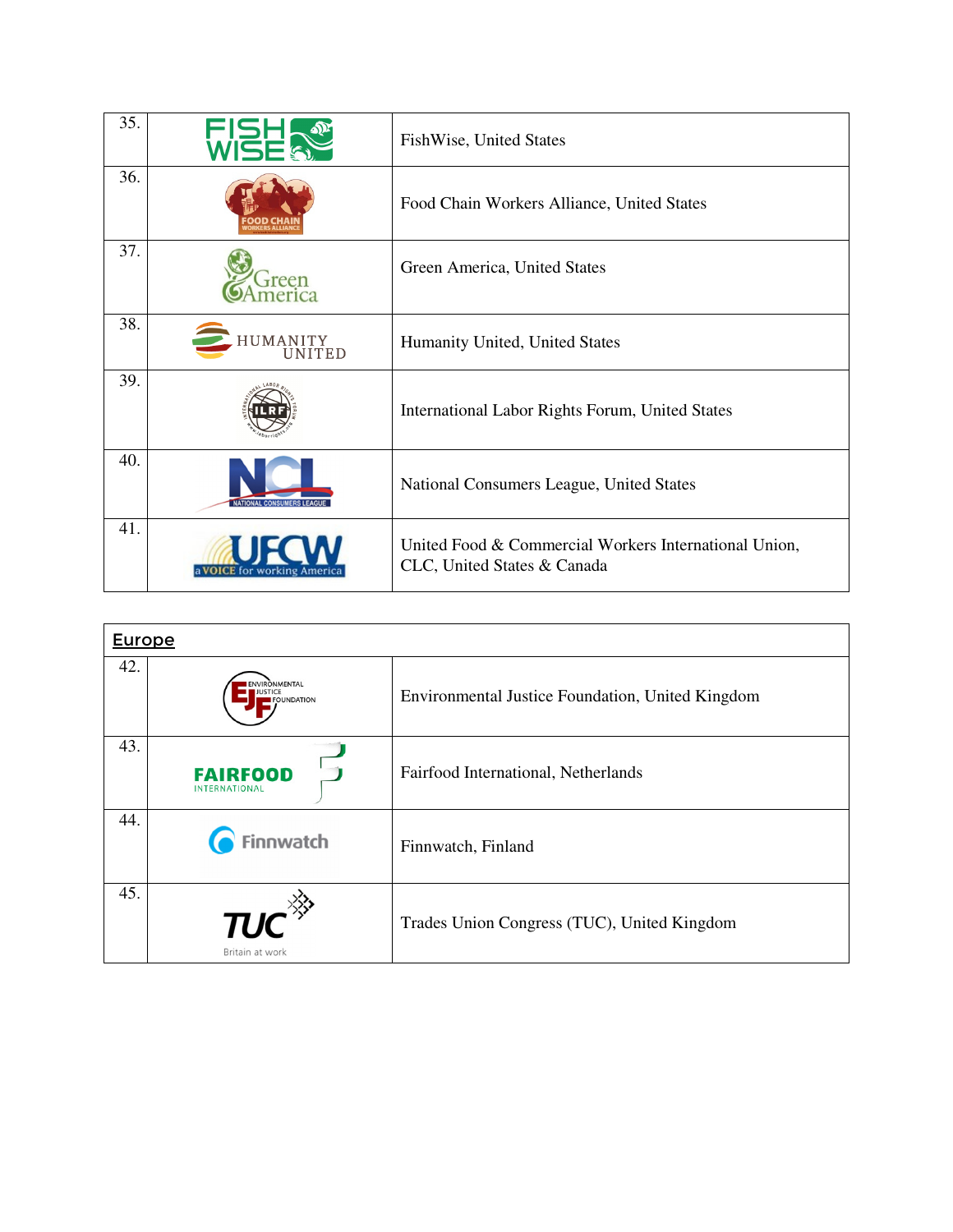| | | |
|---|---|---|
| 35. | FISH WISE | FishWise, United States |
| 36. | FOOD CHAIN WORKERS ALLIANCE | Food Chain Workers Alliance, United States |
| 37. | Green America | Green America, United States |
| 38. | HUMANITY UNITED | Humanity United, United States |
| 39. | ILRF | International Labor Rights Forum, United States |
| 40. | NCL NATIONAL CONSUMERS LEAGUE | National Consumers League, United States |
| 41. | UFCW a VOICE for working America | United Food & Commercial Workers International Union, CLC, United States & Canada |

| Europe | | |
|---|---|---|
| 42. | EJF ENVIRONMENTAL JUSTICE FOUNDATION | Environmental Justice Foundation, United Kingdom |
| 43. | FAIRFOOD INTERNATIONAL | Fairfood International, Netherlands |
| 44. | Finnwatch | Finnwatch, Finland |
| 45. | TUC Britain at work | Trades Union Congress (TUC), United Kingdom |